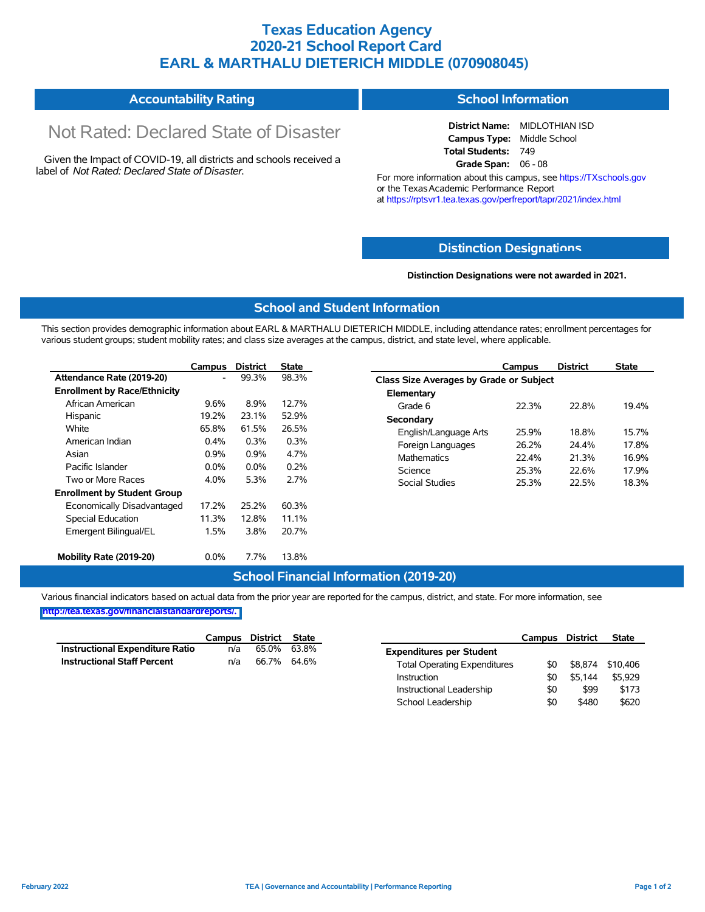# Texas Education Agency
# 2020-21 School Report Card
# EARL & MARTHALU DIETERICH MIDDLE (070908045)

## Accountability Rating

Not Rated: Declared State of Disaster

Given the Impact of COVID-19, all districts and schools received a label of *Not Rated: Declared State of Disaster*.

## School Information

**District Name:** MIDLOTHIAN ISD
**Campus Type:** Middle School
**Total Students:** 749
**Grade Span:** 06 - 08

For more information about this campus, see https://TXschools.gov or the Texas Academic Performance Report at https://rptsvr1.tea.texas.gov/perfreport/tapr/2021/index.html

## Distinction Designations

**Distinction Designations were not awarded in 2021.**

## School and Student Information

This section provides demographic information about EARL & MARTHALU DIETERICH MIDDLE, including attendance rates; enrollment percentages for various student groups; student mobility rates; and class size averages at the campus, district, and state level, where applicable.

| | Campus | District | State |
|---|---|---|---|
| **Attendance Rate (2019-20)** | - | 99.3% | 98.3% |
| **Enrollment by Race/Ethnicity** | | | |
| African American | 9.6% | 8.9% | 12.7% |
| Hispanic | 19.2% | 23.1% | 52.9% |
| White | 65.8% | 61.5% | 26.5% |
| American Indian | 0.4% | 0.3% | 0.3% |
| Asian | 0.9% | 0.9% | 4.7% |
| Pacific Islander | 0.0% | 0.0% | 0.2% |
| Two or More Races | 4.0% | 5.3% | 2.7% |
| **Enrollment by Student Group** | | | |
| Economically Disadvantaged | 17.2% | 25.2% | 60.3% |
| Special Education | 11.3% | 12.8% | 11.1% |
| Emergent Bilingual/EL | 1.5% | 3.8% | 20.7% |
| **Mobility Rate (2019-20)** | 0.0% | 7.7% | 13.8% |

| | Campus | District | State |
|---|---|---|---|
| **Class Size Averages by Grade or Subject** | | | |
| **Elementary** | | | |
| Grade 6 | 22.3% | 22.8% | 19.4% |
| **Secondary** | | | |
| English/Language Arts | 25.9% | 18.8% | 15.7% |
| Foreign Languages | 26.2% | 24.4% | 17.8% |
| Mathematics | 22.4% | 21.3% | 16.9% |
| Science | 25.3% | 22.6% | 17.9% |
| Social Studies | 25.3% | 22.5% | 18.3% |

## School Financial Information (2019-20)

Various financial indicators based on actual data from the prior year are reported for the campus, district, and state. For more information, see http://tea.texas.gov/financialstandardreports/.

| | Campus | District | State |
|---|---|---|---|
| **Instructional Expenditure Ratio** | n/a | 65.0% | 63.8% |
| **Instructional Staff Percent** | n/a | 66.7% | 64.6% |

| | Campus | District | State |
|---|---|---|---|
| **Expenditures per Student** | | | |
| Total Operating Expenditures | $0 | $8,874 | $10,406 |
| Instruction | $0 | $5,144 | $5,929 |
| Instructional Leadership | $0 | $99 | $173 |
| School Leadership | $0 | $480 | $620 |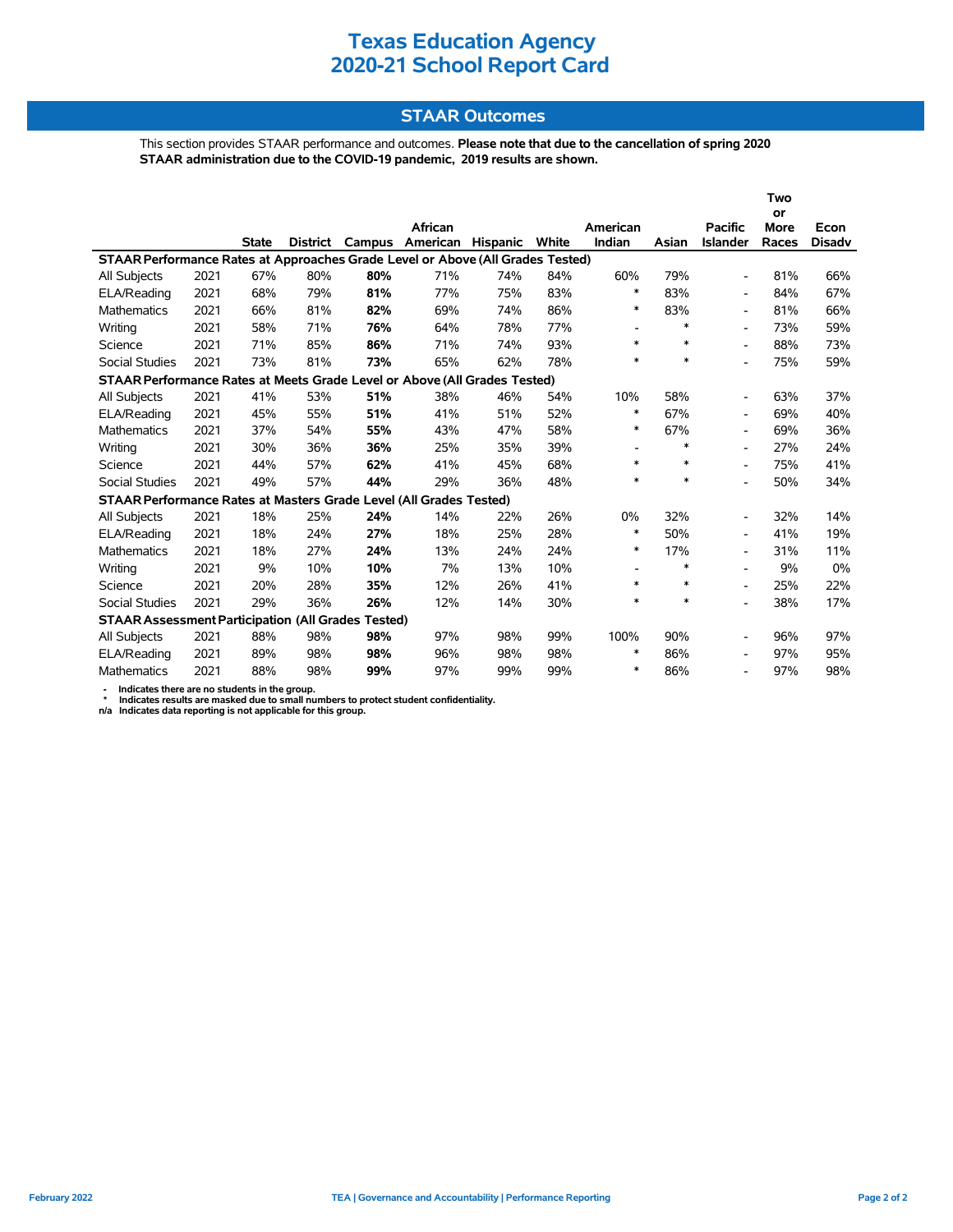# Texas Education Agency
# 2020-21 School Report Card

## STAAR Outcomes

This section provides STAAR performance and outcomes. **Please note that due to the cancellation of spring 2020 STAAR administration due to the COVID-19 pandemic, 2019 results are shown.**

| | | State | District | Campus | African American | Hispanic | White | American Indian | Asian | Pacific Islander | Two or More Races | Econ Disadv |
|---|---|---|---|---|---|---|---|---|---|---|---|---|
| **STAAR Performance Rates at Approaches Grade Level or Above (All Grades Tested)** | | | | | | | | | | | | |
| All Subjects | 2021 | 67% | 80% | **80%** | 71% | 74% | 84% | 60% | 79% | - | 81% | 66% |
| ELA/Reading | 2021 | 68% | 79% | **81%** | 77% | 75% | 83% | * | 83% | - | 84% | 67% |
| Mathematics | 2021 | 66% | 81% | **82%** | 69% | 74% | 86% | * | 83% | - | 81% | 66% |
| Writing | 2021 | 58% | 71% | **76%** | 64% | 78% | 77% | - | * | - | 73% | 59% |
| Science | 2021 | 71% | 85% | **86%** | 71% | 74% | 93% | * | * | - | 88% | 73% |
| Social Studies | 2021 | 73% | 81% | **73%** | 65% | 62% | 78% | * | * | - | 75% | 59% |
| **STAAR Performance Rates at Meets Grade Level or Above (All Grades Tested)** | | | | | | | | | | | | |
| All Subjects | 2021 | 41% | 53% | **51%** | 38% | 46% | 54% | 10% | 58% | - | 63% | 37% |
| ELA/Reading | 2021 | 45% | 55% | **51%** | 41% | 51% | 52% | * | 67% | - | 69% | 40% |
| Mathematics | 2021 | 37% | 54% | **55%** | 43% | 47% | 58% | * | 67% | - | 69% | 36% |
| Writing | 2021 | 30% | 36% | **36%** | 25% | 35% | 39% | - | * | - | 27% | 24% |
| Science | 2021 | 44% | 57% | **62%** | 41% | 45% | 68% | * | * | - | 75% | 41% |
| Social Studies | 2021 | 49% | 57% | **44%** | 29% | 36% | 48% | * | * | - | 50% | 34% |
| **STAAR Performance Rates at Masters Grade Level (All Grades Tested)** | | | | | | | | | | | | |
| All Subjects | 2021 | 18% | 25% | **24%** | 14% | 22% | 26% | 0% | 32% | - | 32% | 14% |
| ELA/Reading | 2021 | 18% | 24% | **27%** | 18% | 25% | 28% | * | 50% | - | 41% | 19% |
| Mathematics | 2021 | 18% | 27% | **24%** | 13% | 24% | 24% | * | 17% | - | 31% | 11% |
| Writing | 2021 | 9% | 10% | **10%** | 7% | 13% | 10% | - | * | - | 9% | 0% |
| Science | 2021 | 20% | 28% | **35%** | 12% | 26% | 41% | * | * | - | 25% | 22% |
| Social Studies | 2021 | 29% | 36% | **26%** | 12% | 14% | 30% | * | * | - | 38% | 17% |
| **STAAR Assessment Participation (All Grades Tested)** | | | | | | | | | | | | |
| All Subjects | 2021 | 88% | 98% | **98%** | 97% | 98% | 99% | 100% | 90% | - | 96% | 97% |
| ELA/Reading | 2021 | 89% | 98% | **98%** | 96% | 98% | 98% | * | 86% | - | 97% | 95% |
| Mathematics | 2021 | 88% | 98% | **99%** | 97% | 99% | 99% | * | 86% | - | 97% | 98% |

- Indicates there are no students in the group.
* Indicates results are masked due to small numbers to protect student confidentiality.
n/a Indicates data reporting is not applicable for this group.